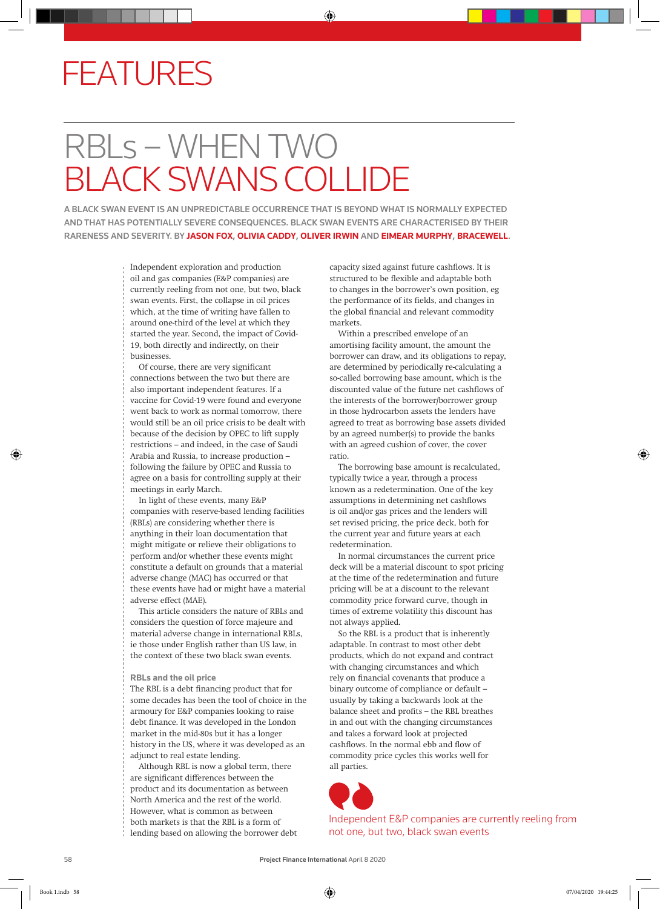# FEATURES

# RBLs – WHEN TWO BLACK SWANS COLLIDE

**A BLACK SWAN EVENT IS AN UNPREDICTABLE OCCURRENCE THAT IS BEYOND WHAT IS NORMALLY EXPECTED AND THAT HAS POTENTIALLY SEVERE CONSEQUENCES. BLACK SWAN EVENTS ARE CHARACTERISED BY THEIR RARENESS AND SEVERITY. BY JASON FOX, OLIVIA CADDY, OLIVER IRWIN AND EIMEAR MURPHY, BRACEWELL.**

Independent exploration and production oil and gas companies (E&P companies) are currently reeling from not one, but two, black swan events. First, the collapse in oil prices which, at the time of writing have fallen to around one-third of the level at which they started the year. Second, the impact of Covid-19, both directly and indirectly, on their businesses.

Of course, there are very significant connections between the two but there are also important independent features. If a vaccine for Covid-19 were found and everyone went back to work as normal tomorrow, there would still be an oil price crisis to be dealt with because of the decision by OPEC to lift supply restrictions – and indeed, in the case of Saudi Arabia and Russia, to increase production – following the failure by OPEC and Russia to agree on a basis for controlling supply at their meetings in early March.

In light of these events, many E&P companies with reserve-based lending facilities (RBLs) are considering whether there is anything in their loan documentation that might mitigate or relieve their obligations to perform and/or whether these events might constitute a default on grounds that a material adverse change (MAC) has occurred or that these events have had or might have a material adverse effect (MAE).

This article considers the nature of RBLs and considers the question of force majeure and material adverse change in international RBLs, ie those under English rather than US law, in the context of these two black swan events.

### RBLs and the oil price

The RBL is a debt financing product that for some decades has been the tool of choice in the armoury for E&P companies looking to raise debt finance. It was developed in the London market in the mid-80s but it has a longer history in the US, where it was developed as an adjunct to real estate lending.

Although RBL is now a global term, there are significant differences between the product and its documentation as between North America and the rest of the world. However, what is common as between both markets is that the RBL is a form of lending based on allowing the borrower debt capacity sized against future cashflows. It is structured to be flexible and adaptable both to changes in the borrower's own position, eg the performance of its fields, and changes in the global financial and relevant commodity markets.

Within a prescribed envelope of an amortising facility amount, the amount the borrower can draw, and its obligations to repay, are determined by periodically re-calculating a so-called borrowing base amount, which is the discounted value of the future net cashflows of the interests of the borrower/borrower group in those hydrocarbon assets the lenders have agreed to treat as borrowing base assets divided by an agreed number(s) to provide the banks with an agreed cushion of cover, the cover ratio.

The borrowing base amount is recalculated, typically twice a year, through a process known as a redetermination. One of the key assumptions in determining net cashflows is oil and/or gas prices and the lenders will set revised pricing, the price deck, both for the current year and future years at each redetermination.

In normal circumstances the current price deck will be a material discount to spot pricing at the time of the redetermination and future pricing will be at a discount to the relevant commodity price forward curve, though in times of extreme volatility this discount has not always applied.

So the RBL is a product that is inherently adaptable. In contrast to most other debt products, which do not expand and contract with changing circumstances and which rely on financial covenants that produce a binary outcome of compliance or default – usually by taking a backwards look at the balance sheet and profits – the RBL breathes in and out with the changing circumstances and takes a forward look at projected cashflows. In the normal ebb and flow of commodity price cycles this works well for all parties.

> Independent E&P companies are currently reeling from not one, but two, black swan events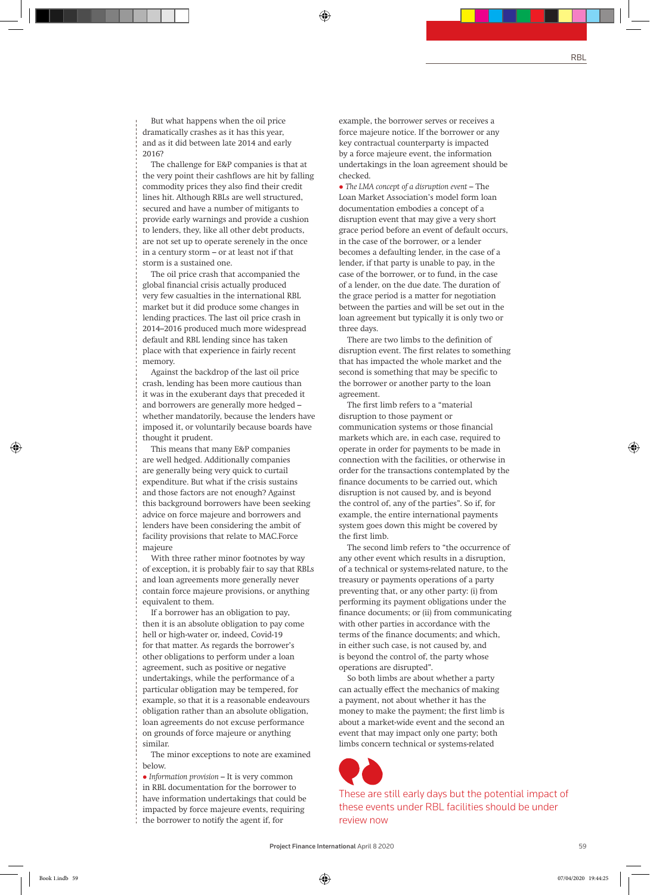But what happens when the oil price dramatically crashes as it has this year, and as it did between late 2014 and early 2016?

The challenge for E&P companies is that at the very point their cashflows are hit by falling commodity prices they also find their credit lines hit. Although RBLs are well structured, secured and have a number of mitigants to provide early warnings and provide a cushion to lenders, they, like all other debt products, are not set up to operate serenely in the once in a century storm – or at least not if that storm is a sustained one.

The oil price crash that accompanied the global financial crisis actually produced very few casualties in the international RBL market but it did produce some changes in lending practices. The last oil price crash in 2014–2016 produced much more widespread default and RBL lending since has taken place with that experience in fairly recent memory.

Against the backdrop of the last oil price crash, lending has been more cautious than it was in the exuberant days that preceded it and borrowers are generally more hedged – whether mandatorily, because the lenders have imposed it, or voluntarily because boards have thought it prudent.

This means that many E&P companies are well hedged. Additionally companies are generally being very quick to curtail expenditure. But what if the crisis sustains and those factors are not enough? Against this background borrowers have been seeking advice on force majeure and borrowers and lenders have been considering the ambit of facility provisions that relate to MAC.

## Force majeure

With three rather minor footnotes by way of exception, it is probably fair to say that RBLs and loan agreements more generally never contain force majeure provisions, or anything equivalent to them.

If a borrower has an obligation to pay, then it is an absolute obligation to pay come hell or high-water or, indeed, Covid-19 for that matter. As regards the borrower's other obligations to perform under a loan agreement, such as positive or negative undertakings, while the performance of a particular obligation may be tempered, for example, so that it is a reasonable endeavours obligation rather than an absolute obligation, loan agreements do not excuse performance on grounds of force majeure or anything similar.

The minor exceptions to note are examined below.

- *Information provision* – It is very common in RBL documentation for the borrower to have information undertakings that could be impacted by force majeure events, requiring the borrower to notify the agent if, for example, the borrower serves or receives a force majeure notice. If the borrower or any key contractual counterparty is impacted by a force majeure event, the information undertakings in the loan agreement should be checked.
- *The LMA concept of a disruption event* – The Loan Market Association's model form loan documentation embodies a concept of a disruption event that may give a very short grace period before an event of default occurs, in the case of the borrower, or a lender becomes a defaulting lender, in the case of a lender, if that party is unable to pay, in the case of the borrower, or to fund, in the case of a lender, on the due date. The duration of the grace period is a matter for negotiation between the parties and will be set out in the loan agreement but typically it is only two or three days.

There are two limbs to the definition of disruption event. The first relates to something that has impacted the whole market and the second is something that may be specific to the borrower or another party to the loan agreement.

The first limb refers to a "material disruption to those payment or communication systems or those financial markets which are, in each case, required to operate in order for payments to be made in connection with the facilities, or otherwise in order for the transactions contemplated by the finance documents to be carried out, which disruption is not caused by, and is beyond the control of, any of the parties". So if, for example, the entire international payments system goes down this might be covered by the first limb.

The second limb refers to "the occurrence of any other event which results in a disruption, of a technical or systems-related nature, to the treasury or payments operations of a party preventing that, or any other party: (i) from performing its payment obligations under the finance documents; or (ii) from communicating with other parties in accordance with the terms of the finance documents; and which, in either such case, is not caused by, and is beyond the control of, the party whose operations are disrupted".

So both limbs are about whether a party can actually effect the mechanics of making a payment, not about whether it has the money to make the payment; the first limb is about a market-wide event and the second an event that may impact only one party; both limbs concern technical or systems-related

> These are still early days but the potential impact of these events under RBL facilities should be under review now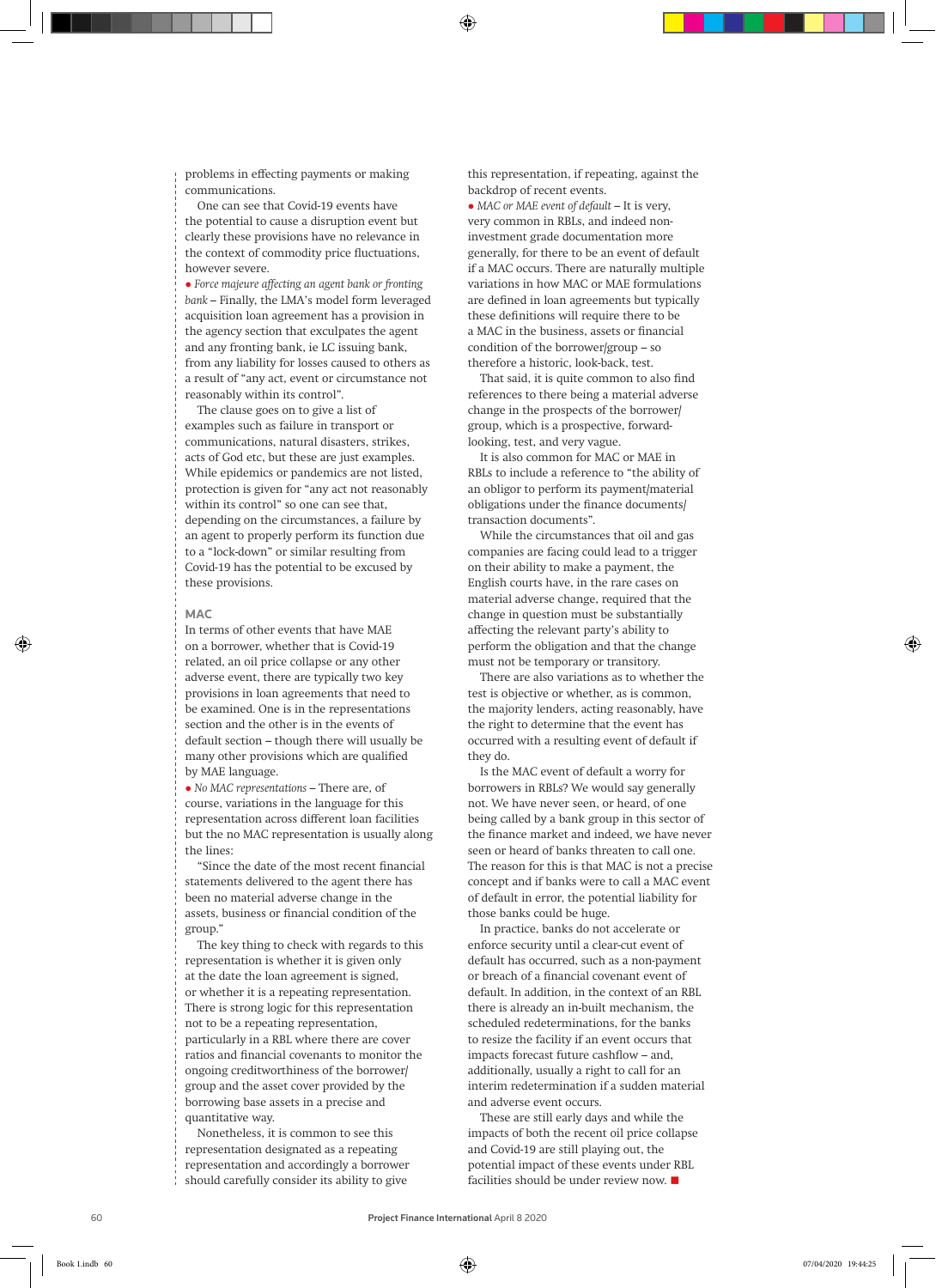problems in effecting payments or making communications.

One can see that Covid-19 events have the potential to cause a disruption event but clearly these provisions have no relevance in the context of commodity price fluctuations, however severe.

- *Force majeure affecting an agent bank or fronting bank* – Finally, the LMA's model form leveraged acquisition loan agreement has a provision in the agency section that exculpates the agent and any fronting bank, ie LC issuing bank, from any liability for losses caused to others as a result of "any act, event or circumstance not reasonably within its control".

The clause goes on to give a list of examples such as failure in transport or communications, natural disasters, strikes, acts of God etc, but these are just examples. While epidemics or pandemics are not listed, protection is given for "any act not reasonably within its control" so one can see that, depending on the circumstances, a failure by an agent to properly perform its function due to a "lock-down" or similar resulting from Covid-19 has the potential to be excused by these provisions.

## MAC

In terms of other events that have MAE on a borrower, whether that is Covid-19 related, an oil price collapse or any other adverse event, there are typically two key provisions in loan agreements that need to be examined. One is in the representations section and the other is in the events of default section – though there will usually be many other provisions which are qualified by MAE language.

- *No MAC representations* – There are, of course, variations in the language for this representation across different loan facilities but the no MAC representation is usually along the lines:

"Since the date of the most recent financial statements delivered to the agent there has been no material adverse change in the assets, business or financial condition of the group."

The key thing to check with regards to this representation is whether it is given only at the date the loan agreement is signed, or whether it is a repeating representation. There is strong logic for this representation not to be a repeating representation, particularly in a RBL where there are cover ratios and financial covenants to monitor the ongoing creditworthiness of the borrower/group and the asset cover provided by the borrowing base assets in a precise and quantitative way.

Nonetheless, it is common to see this representation designated as a repeating representation and accordingly a borrower should carefully consider its ability to give this representation, if repeating, against the backdrop of recent events.

- *MAC or MAE event of default* – It is very, very common in RBLs, and indeed non-investment grade documentation more generally, for there to be an event of default if a MAC occurs. There are naturally multiple variations in how MAC or MAE formulations are defined in loan agreements but typically these definitions will require there to be a MAC in the business, assets or financial condition of the borrower/group – so therefore a historic, look-back, test.

That said, it is quite common to also find references to there being a material adverse change in the prospects of the borrower/group, which is a prospective, forward-looking, test, and very vague.

It is also common for MAC or MAE in RBLs to include a reference to "the ability of an obligor to perform its payment/material obligations under the finance documents/transaction documents".

While the circumstances that oil and gas companies are facing could lead to a trigger on their ability to make a payment, the English courts have, in the rare cases on material adverse change, required that the change in question must be substantially affecting the relevant party's ability to perform the obligation and that the change must not be temporary or transitory.

There are also variations as to whether the test is objective or whether, as is common, the majority lenders, acting reasonably, have the right to determine that the event has occurred with a resulting event of default if they do.

Is the MAC event of default a worry for borrowers in RBLs? We would say generally not. We have never seen, or heard, of one being called by a bank group in this sector of the finance market and indeed, we have never seen or heard of banks threaten to call one. The reason for this is that MAC is not a precise concept and if banks were to call a MAC event of default in error, the potential liability for those banks could be huge.

In practice, banks do not accelerate or enforce security until a clear-cut event of default has occurred, such as a non-payment or breach of a financial covenant event of default. In addition, in the context of an RBL there is already an in-built mechanism, the scheduled redeterminations, for the banks to resize the facility if an event occurs that impacts forecast future cashflow – and, additionally, usually a right to call for an interim redetermination if a sudden material and adverse event occurs.

These are still early days and while the impacts of both the recent oil price collapse and Covid-19 are still playing out, the potential impact of these events under RBL facilities should be under review now. ■